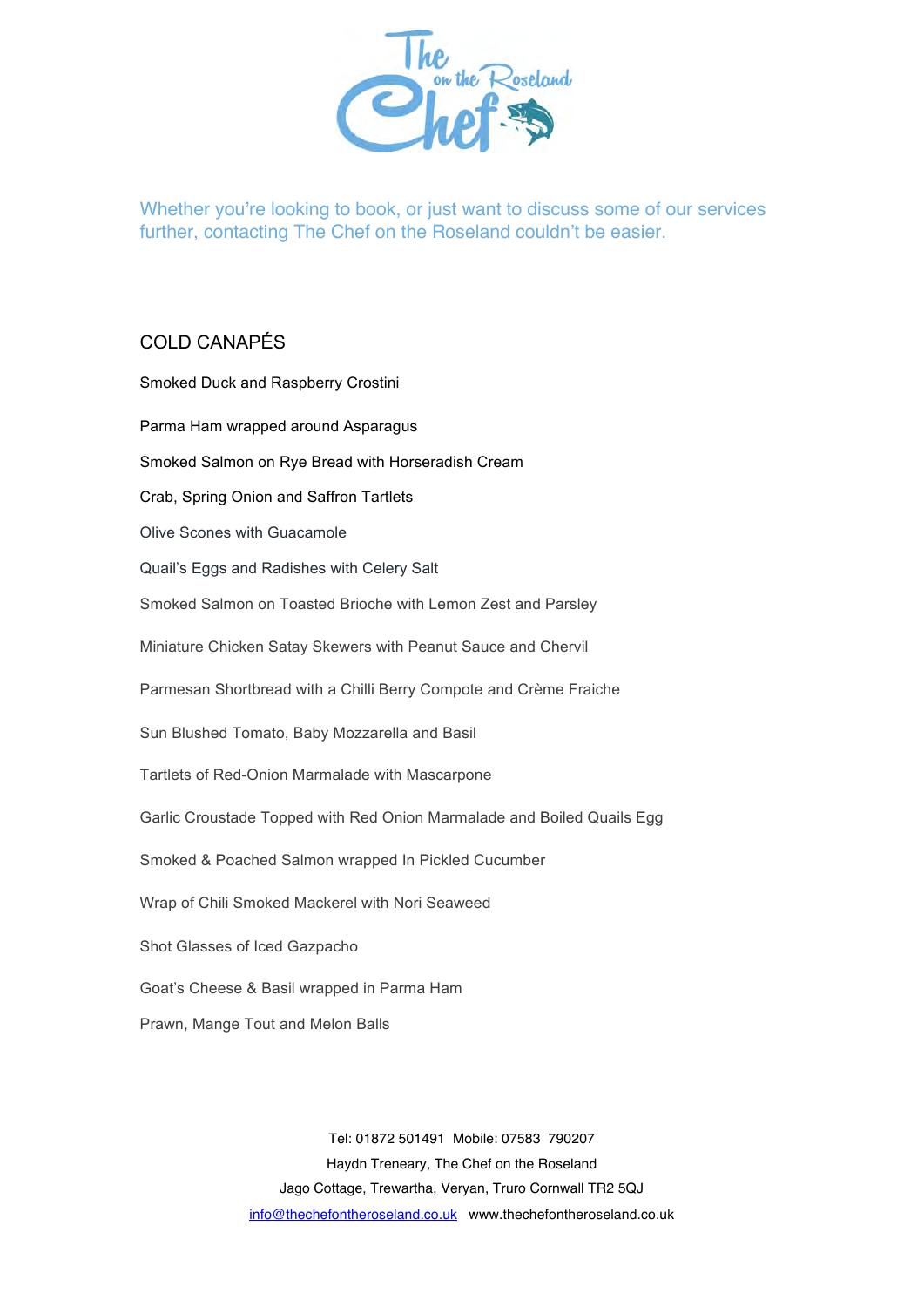The Chef on the Roseland

Whether you're looking to book, or just want to discuss some of our services further, contacting The Chef on the Roseland couldn't be easier.

## COLD CANAPÉS

Smoked Duck and Raspberry Crostini

Parma Ham wrapped around Asparagus

Smoked Salmon on Rye Bread with Horseradish Cream

Crab, Spring Onion and Saffron Tartlets

Olive Scones with Guacamole

Quail's Eggs and Radishes with Celery Salt

Smoked Salmon on Toasted Brioche with Lemon Zest and Parsley

Miniature Chicken Satay Skewers with Peanut Sauce and Chervil

Parmesan Shortbread with a Chilli Berry Compote and Crème Fraiche

Sun Blushed Tomato, Baby Mozzarella and Basil

Tartlets of Red-Onion Marmalade with Mascarpone

Garlic Croustade Topped with Red Onion Marmalade and Boiled Quails Egg

Smoked & Poached Salmon wrapped In Pickled Cucumber

Wrap of Chili Smoked Mackerel with Nori Seaweed

Shot Glasses of Iced Gazpacho

Goat's Cheese & Basil wrapped in Parma Ham

Prawn, Mange Tout and Melon Balls

Tel: 01872 501491 Mobile: 07583 790207
Haydn Treneary, The Chef on the Roseland
Jago Cottage, Trewartha, Veryan, Truro Cornwall TR2 5QJ
info@thechefontheroseland.co.uk www.thechefontheroseland.co.uk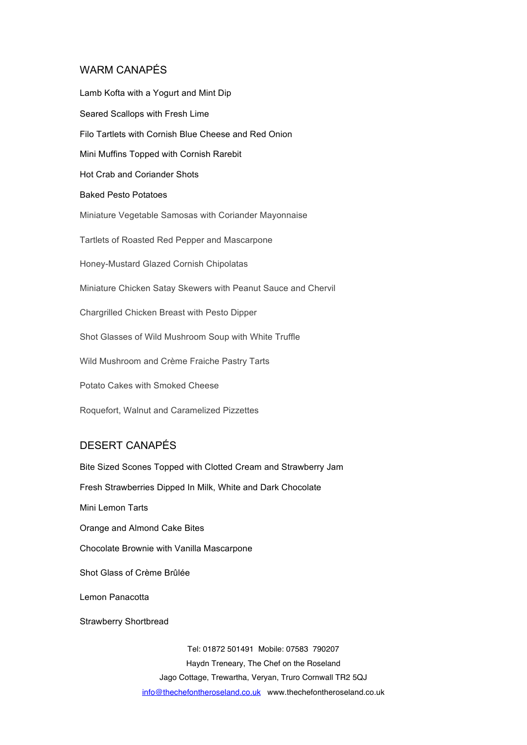## WARM CANAPÉS

Lamb Kofta with a Yogurt and Mint Dip

Seared Scallops with Fresh Lime

Filo Tartlets with Cornish Blue Cheese and Red Onion

Mini Muffins Topped with Cornish Rarebit

Hot Crab and Coriander Shots

Baked Pesto Potatoes

Miniature Vegetable Samosas with Coriander Mayonnaise

Tartlets of Roasted Red Pepper and Mascarpone

Honey-Mustard Glazed Cornish Chipolatas

Miniature Chicken Satay Skewers with Peanut Sauce and Chervil

Chargrilled Chicken Breast with Pesto Dipper

Shot Glasses of Wild Mushroom Soup with White Truffle

Wild Mushroom and Crème Fraiche Pastry Tarts

Potato Cakes with Smoked Cheese

Roquefort, Walnut and Caramelized Pizzettes

## DESERT CANAPÉS

Bite Sized Scones Topped with Clotted Cream and Strawberry Jam

Fresh Strawberries Dipped In Milk, White and Dark Chocolate

Mini Lemon Tarts

Orange and Almond Cake Bites

Chocolate Brownie with Vanilla Mascarpone

Shot Glass of Crème Brûlée

Lemon Panacotta

Strawberry Shortbread

Tel: 01872 501491 Mobile: 07583 790207
Haydn Treneary, The Chef on the Roseland
Jago Cottage, Trewartha, Veryan, Truro Cornwall TR2 5QJ
info@thechefontheroseland.co.uk www.thechefontheroseland.co.uk